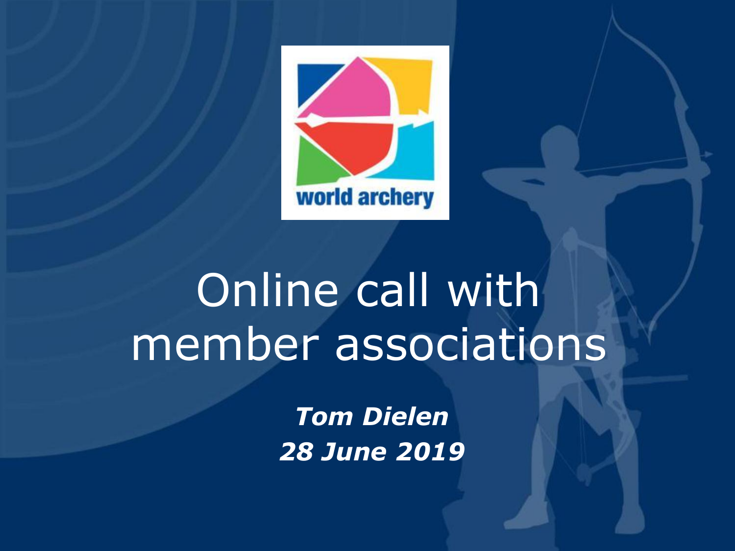# Online call with member associations

***Tom Dielen***

***28 June 2019***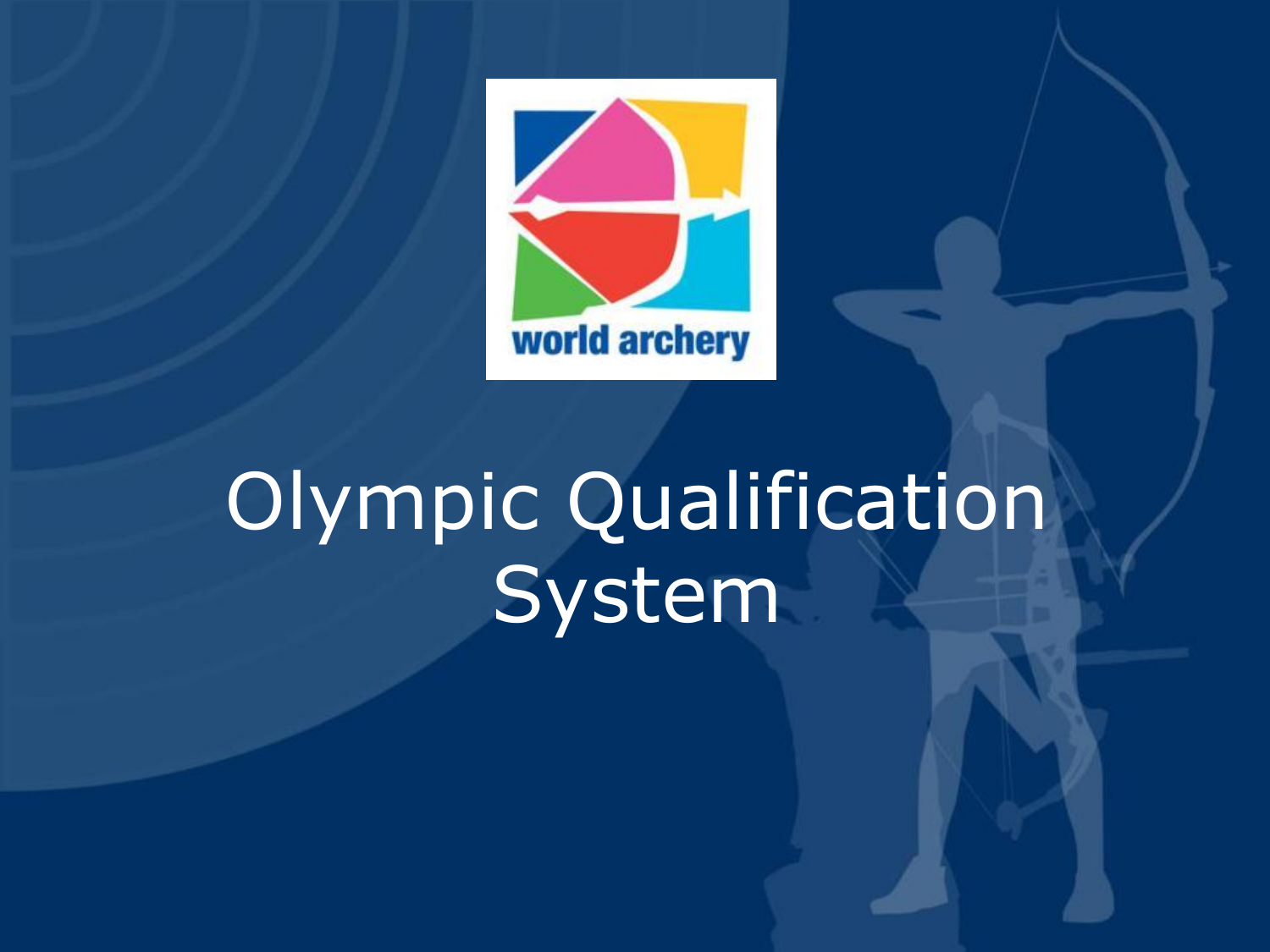world archery

# Olympic Qualification System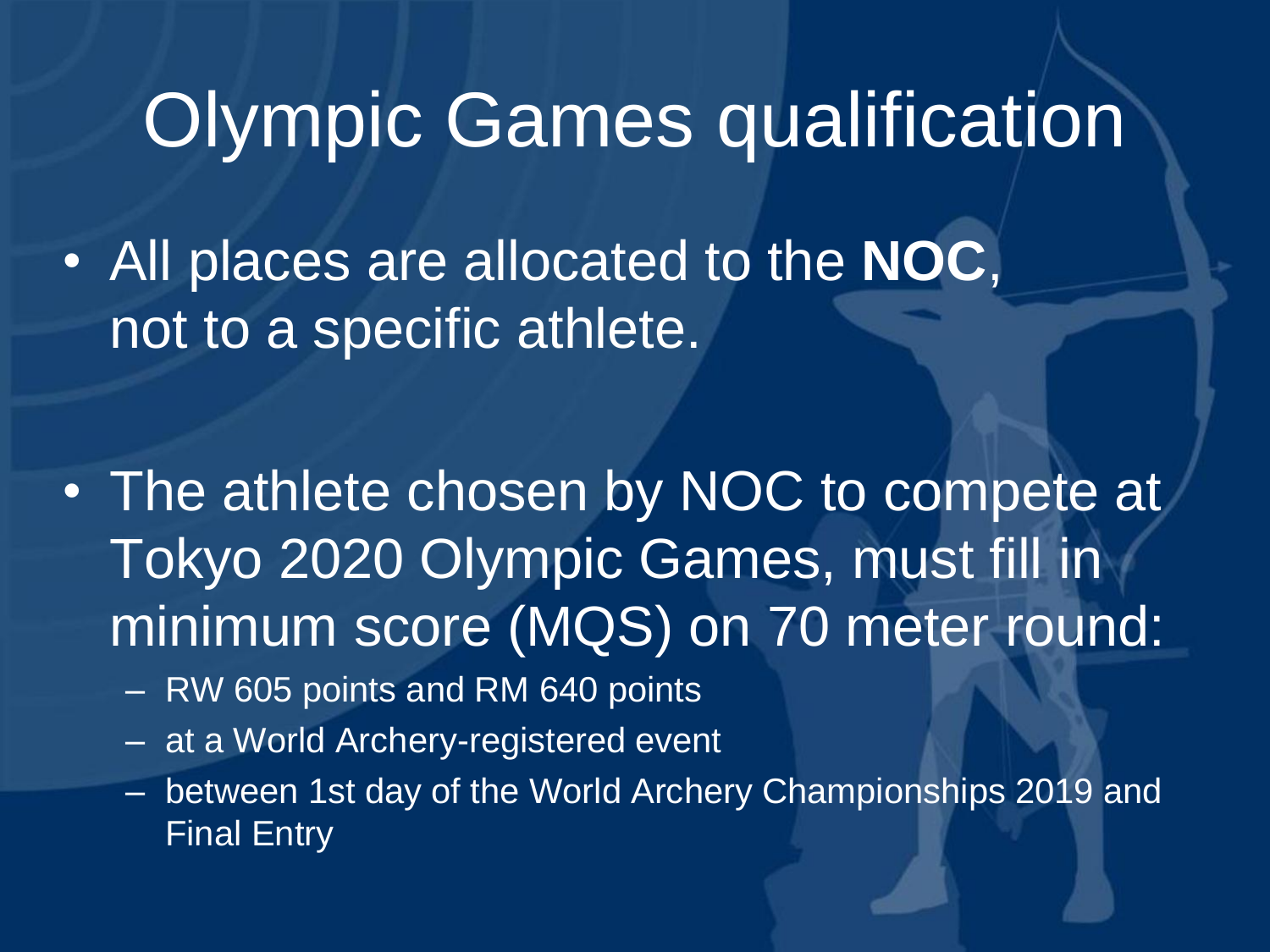# Olympic Games qualification

- All places are allocated to the **NOC**, not to a specific athlete.

- The athlete chosen by NOC to compete at Tokyo 2020 Olympic Games, must fill in minimum score (MQS) on 70 meter round:
  - RW 605 points and RM 640 points
  - at a World Archery-registered event
  - between 1st day of the World Archery Championships 2019 and Final Entry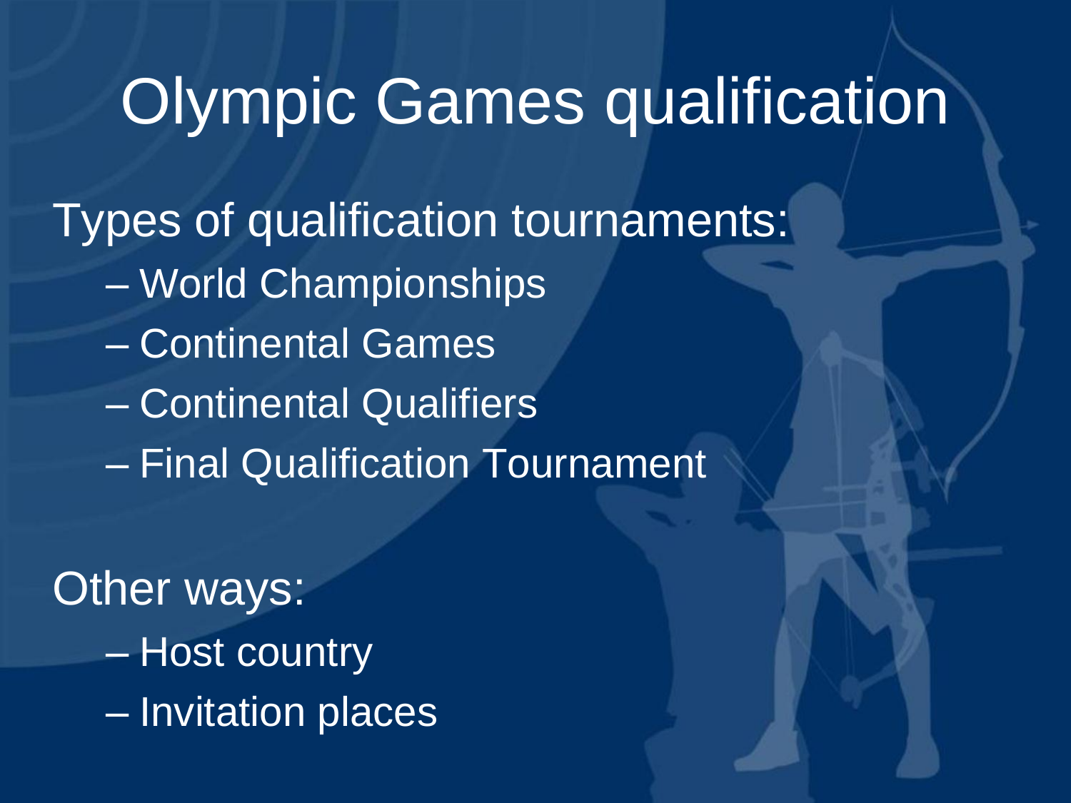# Olympic Games qualification

Types of qualification tournaments:

- World Championships
- Continental Games
- Continental Qualifiers
- Final Qualification Tournament

Other ways:

- Host country
- Invitation places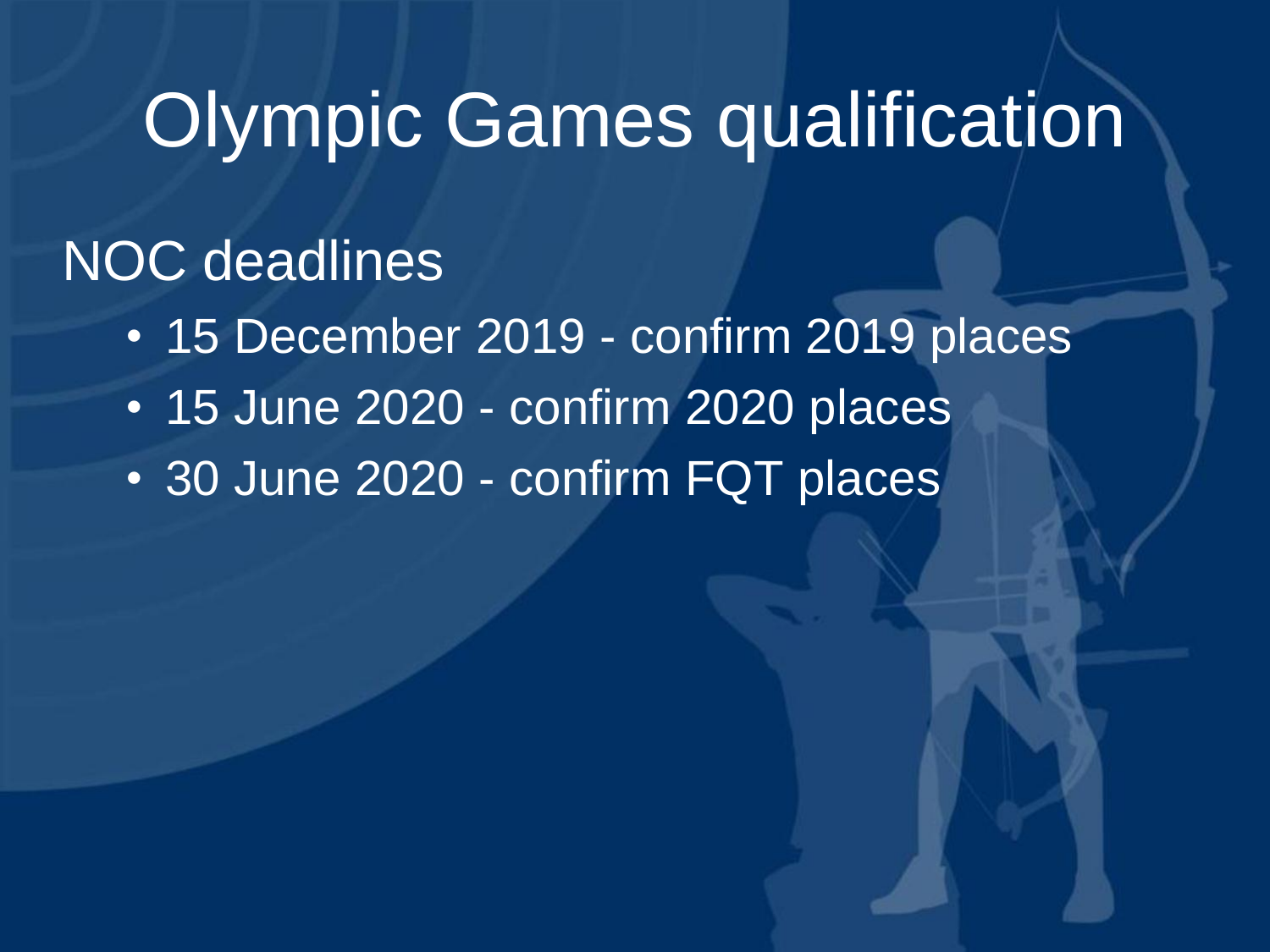# Olympic Games qualification

## NOC deadlines

- 15 December 2019 - confirm 2019 places
- 15 June 2020 - confirm 2020 places
- 30 June 2020 - confirm FQT places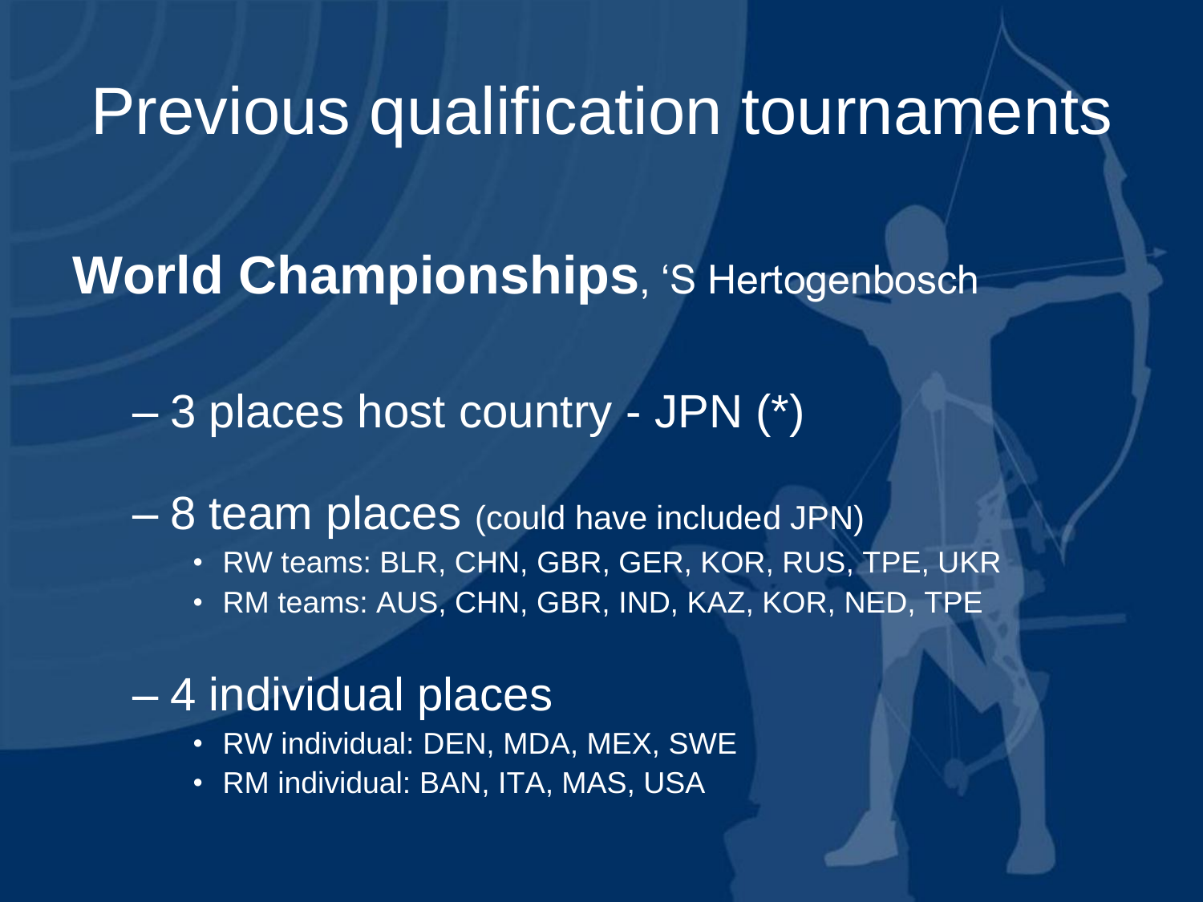# Previous qualification tournaments

**World Championships**, ‘S Hertogenbosch

- 3 places host country - JPN (*)
- 8 team places (could have included JPN)
  - RW teams: BLR, CHN, GBR, GER, KOR, RUS, TPE, UKR
  - RM teams: AUS, CHN, GBR, IND, KAZ, KOR, NED, TPE
- 4 individual places
  - RW individual: DEN, MDA, MEX, SWE
  - RM individual: BAN, ITA, MAS, USA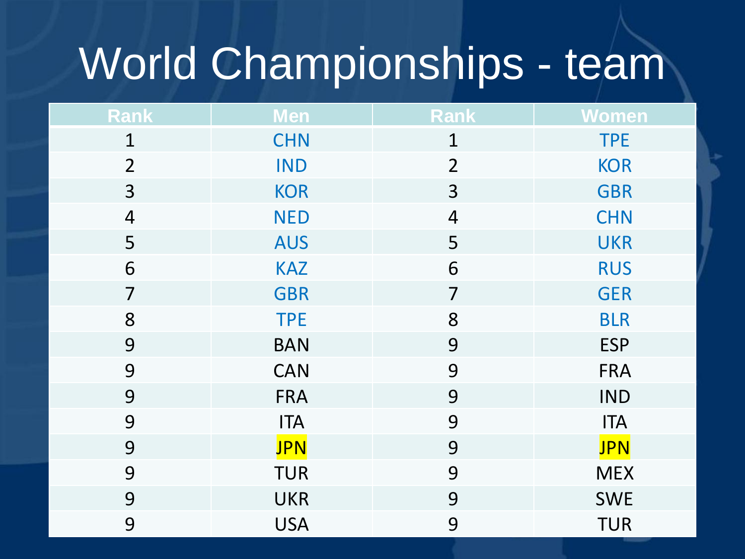# World Championships - team

| Rank | Men | Rank | Women |
|---|---|---|---|
| 1 | CHN | 1 | TPE |
| 2 | IND | 2 | KOR |
| 3 | KOR | 3 | GBR |
| 4 | NED | 4 | CHN |
| 5 | AUS | 5 | UKR |
| 6 | KAZ | 6 | RUS |
| 7 | GBR | 7 | GER |
| 8 | TPE | 8 | BLR |
| 9 | BAN | 9 | ESP |
| 9 | CAN | 9 | FRA |
| 9 | FRA | 9 | IND |
| 9 | ITA | 9 | ITA |
| 9 | JPN | 9 | JPN |
| 9 | TUR | 9 | MEX |
| 9 | UKR | 9 | SWE |
| 9 | USA | 9 | TUR |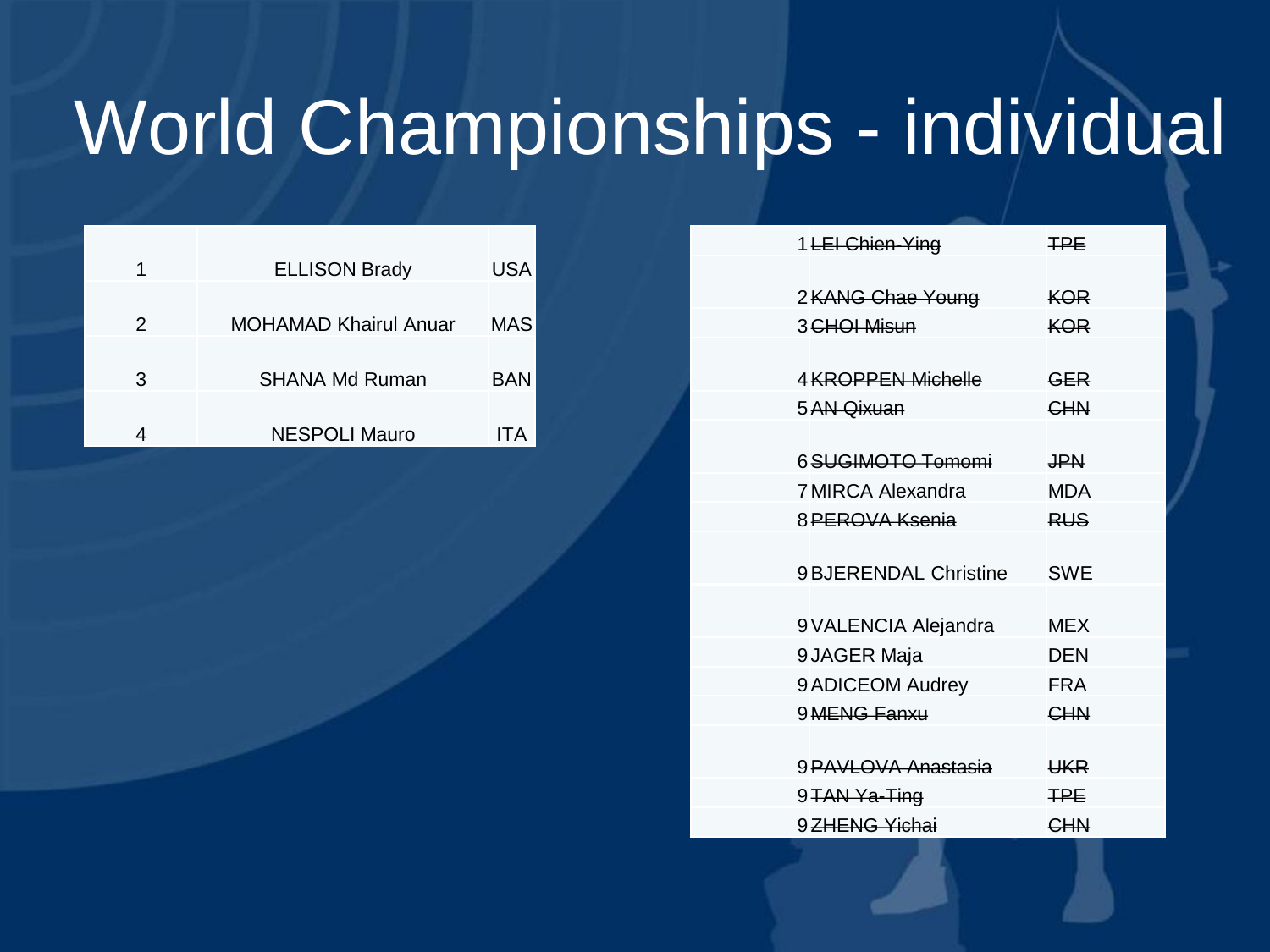# World Championships - individual

| | | |
|---|---|---|
| 1 | ELLISON Brady | USA |
| 2 | MOHAMAD Khairul Anuar | MAS |
| 3 | SHANA Md Ruman | BAN |
| 4 | NESPOLI Mauro | ITA |

| | | |
|---|---|---|
| 1 | ~~LEI Chien-Ying~~ | ~~TPE~~ |
| 2 | ~~KANG Chae Young~~ | ~~KOR~~ |
| 3 | ~~CHOI Misun~~ | ~~KOR~~ |
| 4 | ~~KROPPEN Michelle~~ | ~~GER~~ |
| 5 | ~~AN Qixuan~~ | ~~CHN~~ |
| 6 | ~~SUGIMOTO Tomomi~~ | ~~JPN~~ |
| 7 | MIRCA Alexandra | MDA |
| 8 | ~~PEROVA Ksenia~~ | ~~RUS~~ |
| 9 | BJERENDAL Christine | SWE |
| 9 | VALENCIA Alejandra | MEX |
| 9 | JAGER Maja | DEN |
| 9 | ADICEOM Audrey | FRA |
| 9 | ~~MENG Fanxu~~ | ~~CHN~~ |
| 9 | ~~PAVLOVA Anastasia~~ | ~~UKR~~ |
| 9 | ~~TAN Ya-Ting~~ | ~~TPE~~ |
| 9 | ~~ZHENG Yichai~~ | ~~CHN~~ |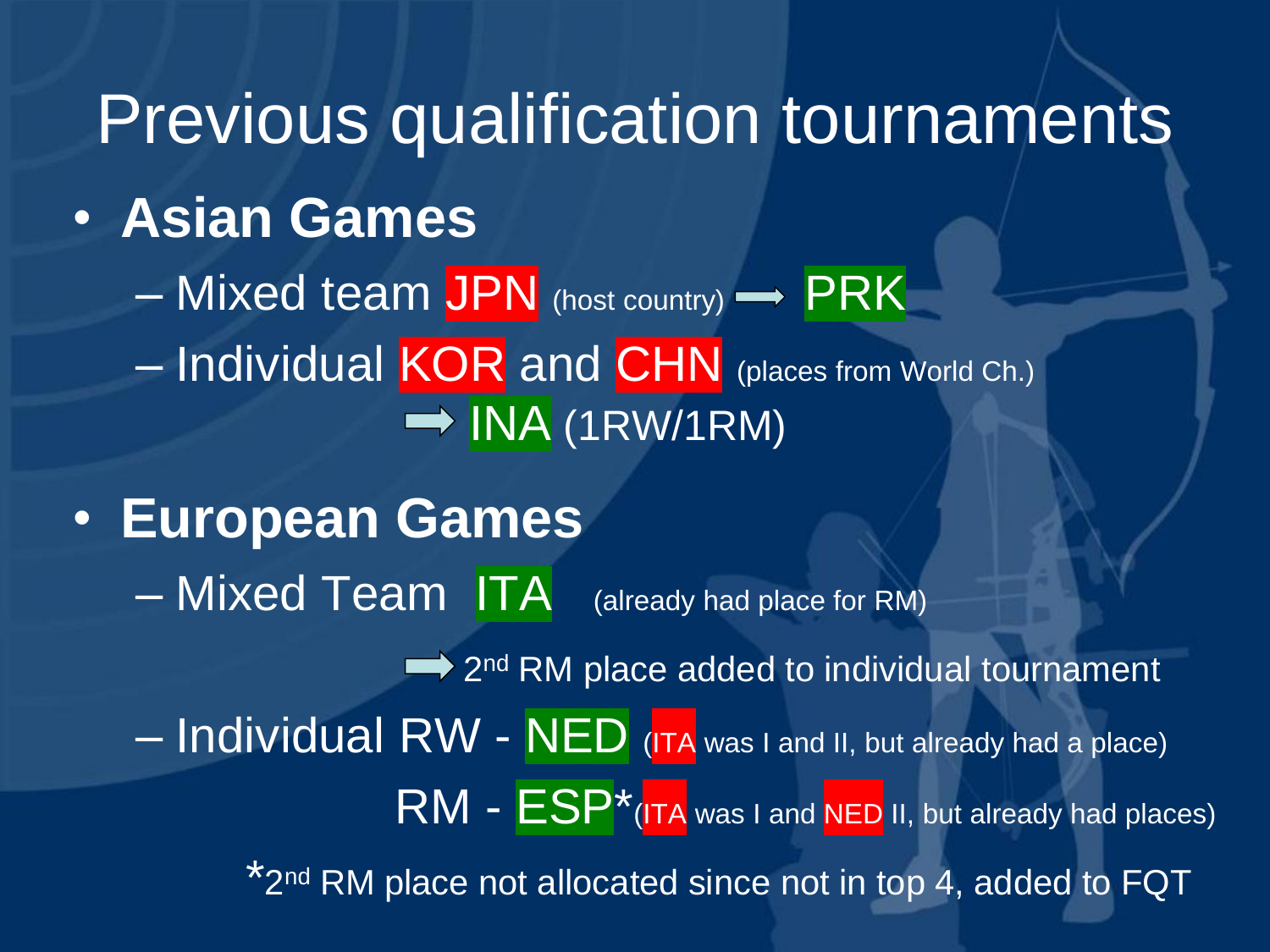# Previous qualification tournaments

- **Asian Games**
  - Mixed team JPN (host country) ➡ PRK
  - Individual KOR and CHN (places from World Ch.)
    ➡ INA (1RW/1RM)
- **European Games**
  - Mixed Team ITA (already had place for RM)
    ➡ 2nd RM place added to individual tournament
  - Individual RW - NED (ITA was I and II, but already had a place)
    RM - ESP* (ITA was I and NED II, but already had places)

*2nd RM place not allocated since not in top 4, added to FQT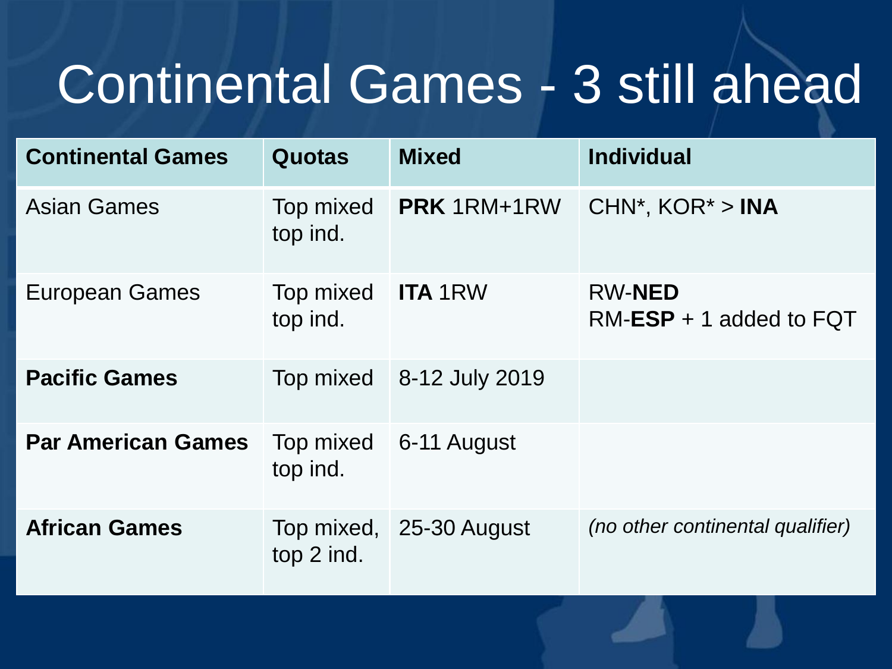# Continental Games - 3 still ahead

| Continental Games | Quotas | Mixed | Individual |
|---|---|---|---|
| Asian Games | Top mixed top ind. | **PRK** 1RM+1RW | CHN*, KOR* > **INA** |
| European Games | Top mixed top ind. | **ITA** 1RW | RW-**NED** RM-**ESP** + 1 added to FQT |
| **Pacific Games** | Top mixed | 8-12 July 2019 | |
| **Par American Games** | Top mixed top ind. | 6-11 August | |
| **African Games** | Top mixed, top 2 ind. | 25-30 August | *(no other continental qualifier)* |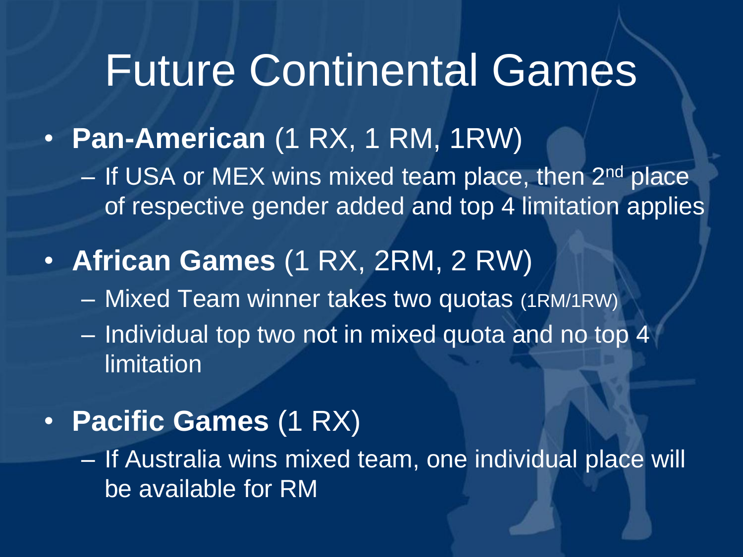# Future Continental Games

- **Pan-American** (1 RX, 1 RM, 1RW)
  - If USA or MEX wins mixed team place, then 2nd place of respective gender added and top 4 limitation applies
- **African Games** (1 RX, 2RM, 2 RW)
  - Mixed Team winner takes two quotas (1RM/1RW)
  - Individual top two not in mixed quota and no top 4 limitation
- **Pacific Games** (1 RX)
  - If Australia wins mixed team, one individual place will be available for RM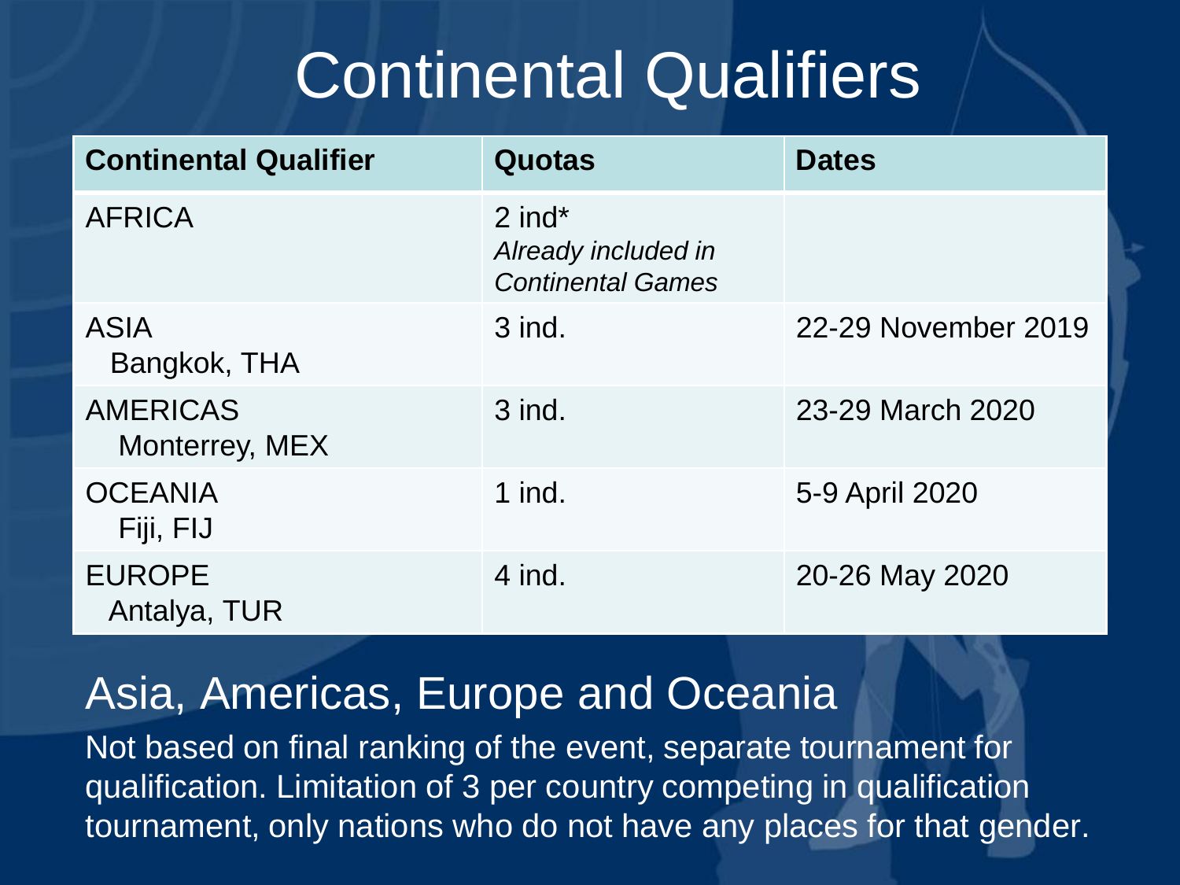# Continental Qualifiers

| Continental Qualifier | Quotas | Dates |
|---|---|---|
| AFRICA | 2 ind* *Already included in Continental Games* | |
| ASIA Bangkok, THA | 3 ind. | 22-29 November 2019 |
| AMERICAS Monterrey, MEX | 3 ind. | 23-29 March 2020 |
| OCEANIA Fiji, FIJ | 1 ind. | 5-9 April 2020 |
| EUROPE Antalya, TUR | 4 ind. | 20-26 May 2020 |

## Asia, Americas, Europe and Oceania

Not based on final ranking of the event, separate tournament for qualification. Limitation of 3 per country competing in qualification tournament, only nations who do not have any places for that gender.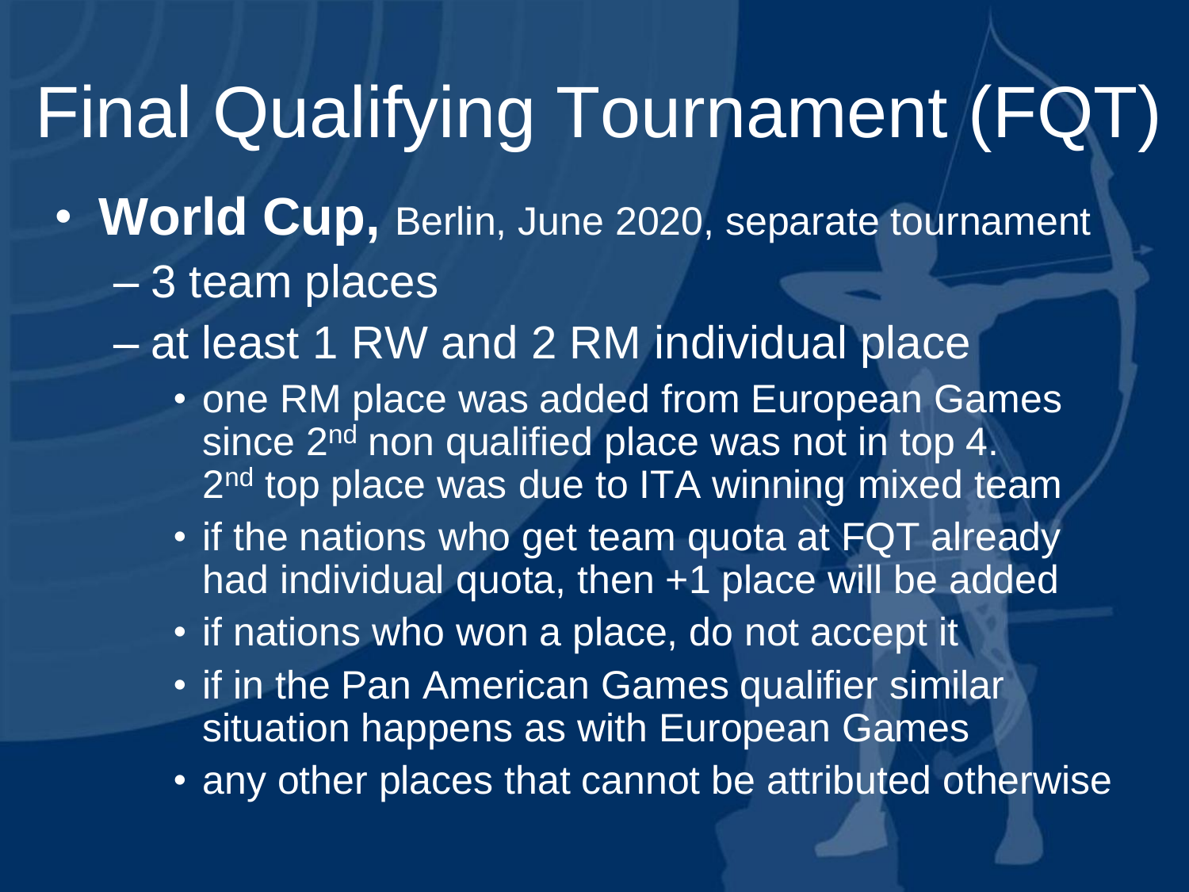# Final Qualifying Tournament (FQT)

- **World Cup,** Berlin, June 2020, separate tournament
  - 3 team places
  - at least 1 RW and 2 RM individual place
    - one RM place was added from European Games since 2nd non qualified place was not in top 4. 2nd top place was due to ITA winning mixed team
    - if the nations who get team quota at FQT already had individual quota, then +1 place will be added
    - if nations who won a place, do not accept it
    - if in the Pan American Games qualifier similar situation happens as with European Games
    - any other places that cannot be attributed otherwise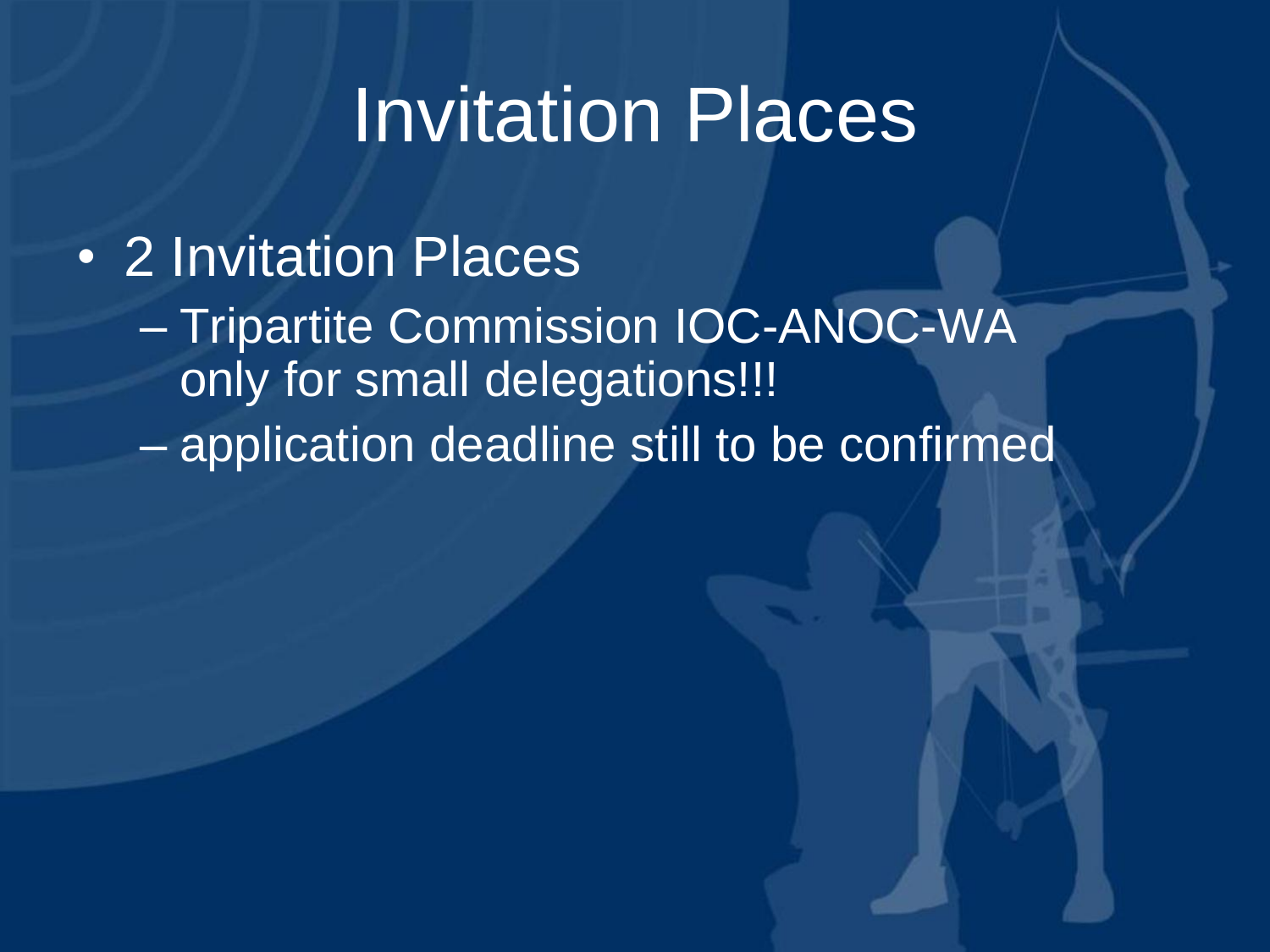# Invitation Places

- 2 Invitation Places
  - Tripartite Commission IOC-ANOC-WA only for small delegations!!!
  - application deadline still to be confirmed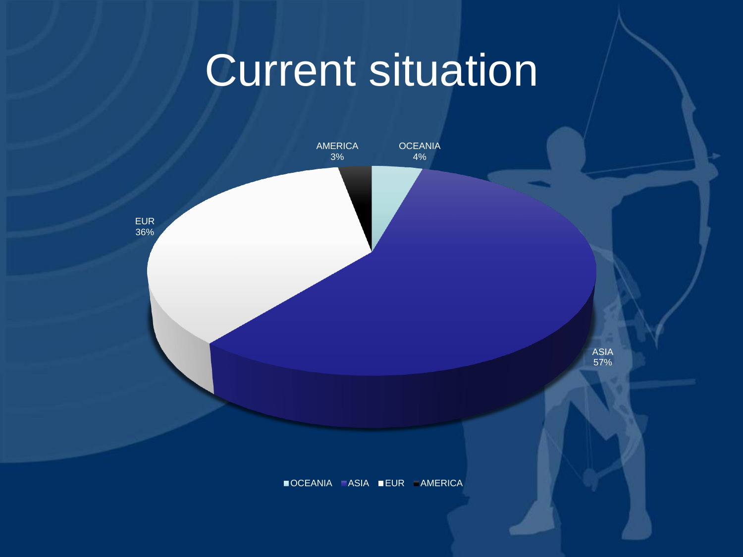# Current situation

| Region | Share |
| --- | --- |
| OCEANIA | 4% |
| ASIA | 57% |
| EUR | 36% |
| AMERICA | 3% |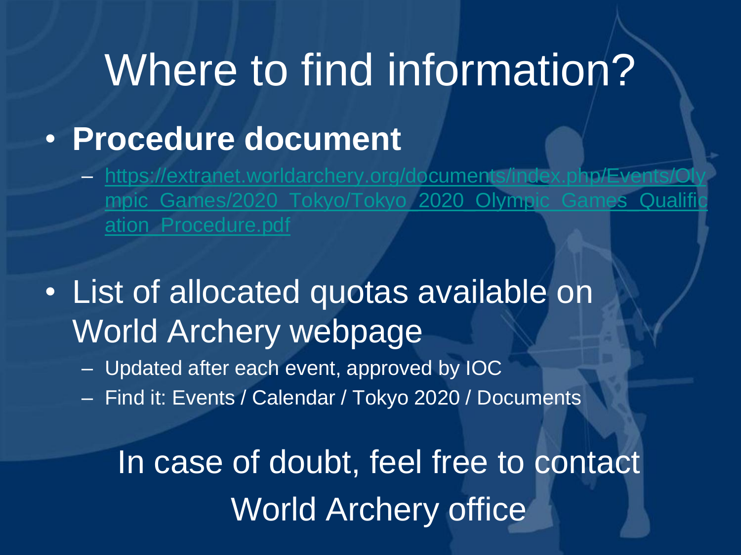# Where to find information?

- **Procedure document**
  - https://extranet.worldarchery.org/documents/index.php/Events/Olympic_Games/2020_Tokyo/Tokyo_2020_Olympic_Games_Qualification_Procedure.pdf

- List of allocated quotas available on World Archery webpage
  - Updated after each event, approved by IOC
  - Find it: Events / Calendar / Tokyo 2020 / Documents

In case of doubt, feel free to contact World Archery office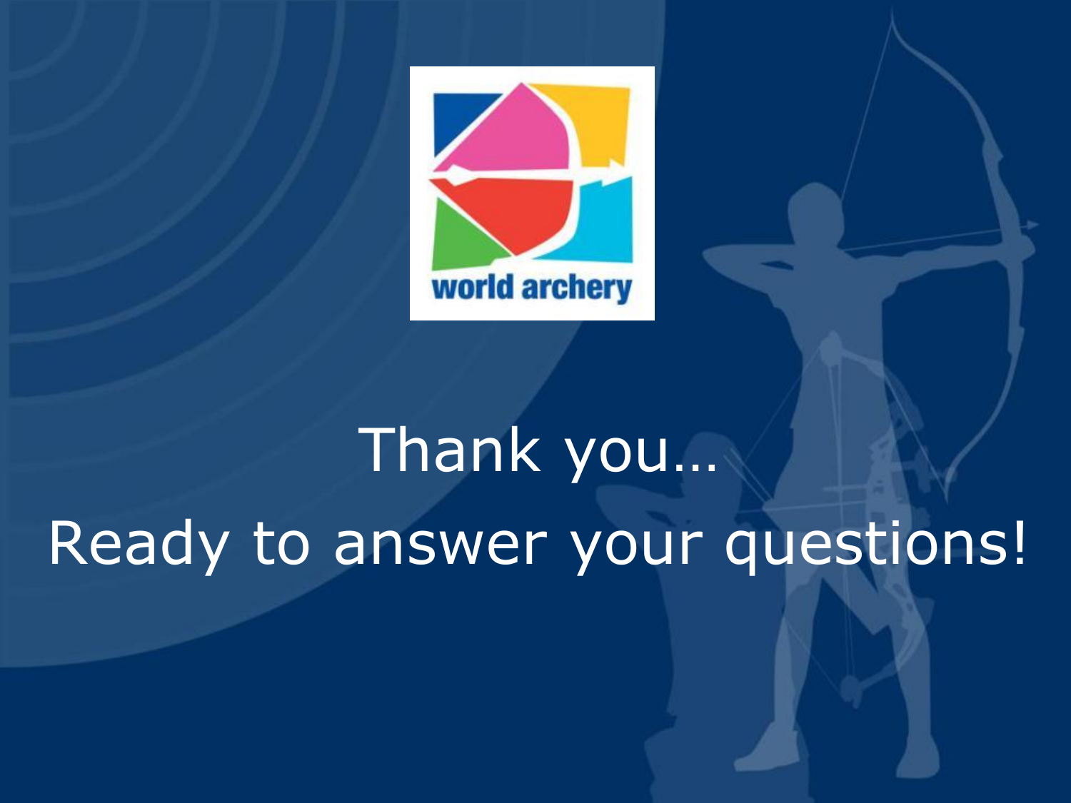world archery

Thank you…

Ready to answer your questions!